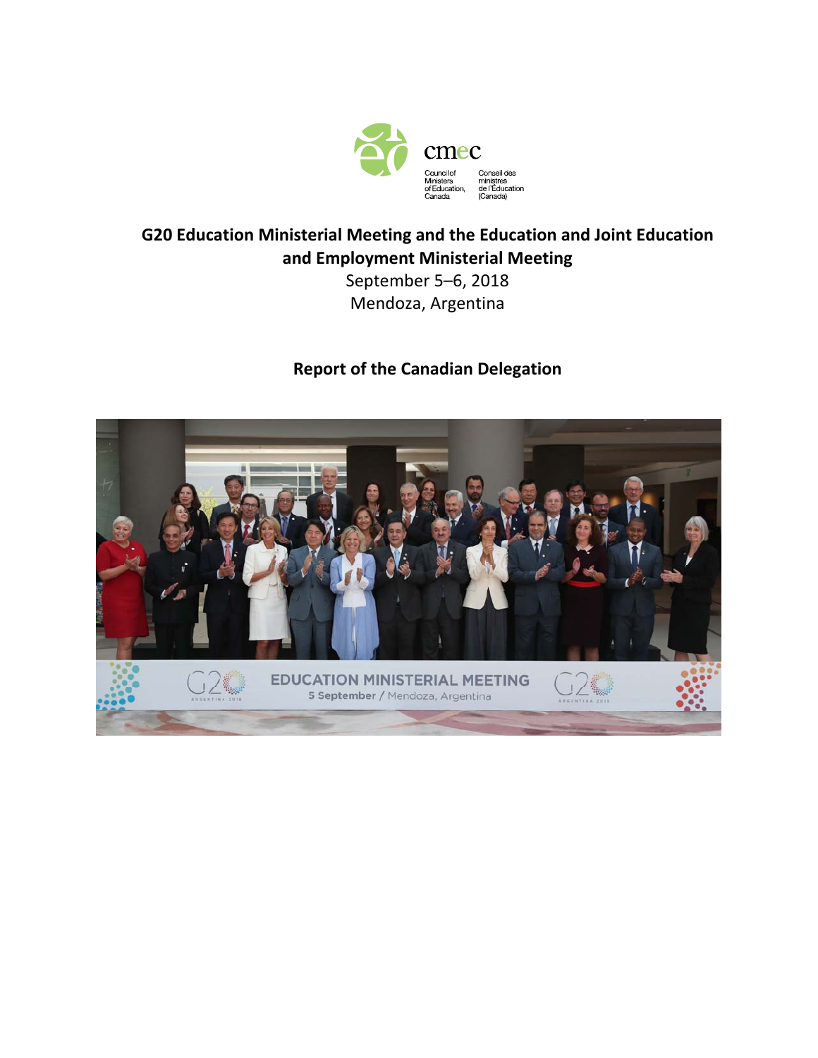cmec

Council of Ministers of Education, Canada

Conseil des ministres de l'Éducation (Canada)

# G20 Education Ministerial Meeting and the Education and Joint Education and Employment Ministerial Meeting

September 5–6, 2018

Mendoza, Argentina

## Report of the Canadian Delegation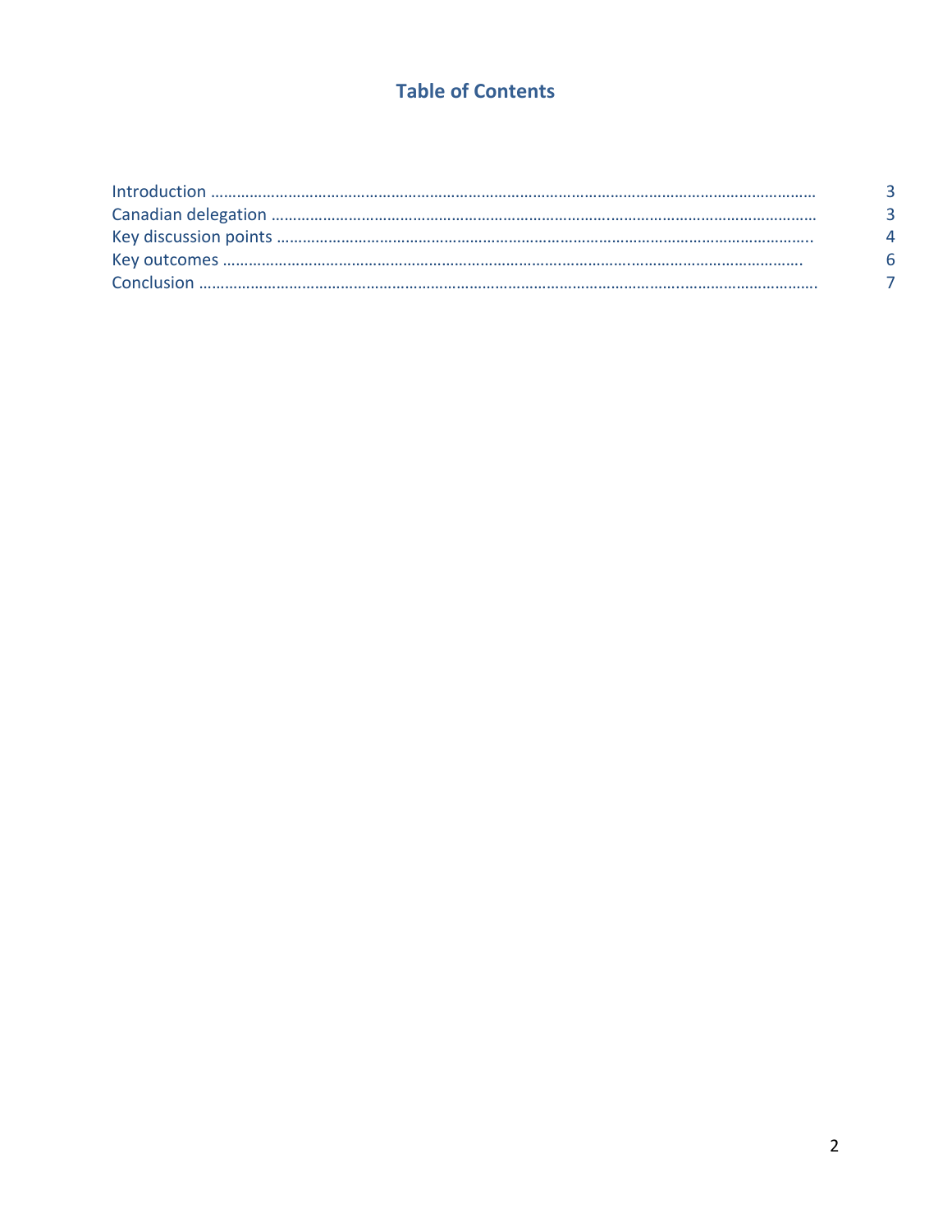# Table of Contents

| | |
|---|---|
| Introduction | 3 |
| Canadian delegation | 3 |
| Key discussion points | 4 |
| Key outcomes | 6 |
| Conclusion | 7 |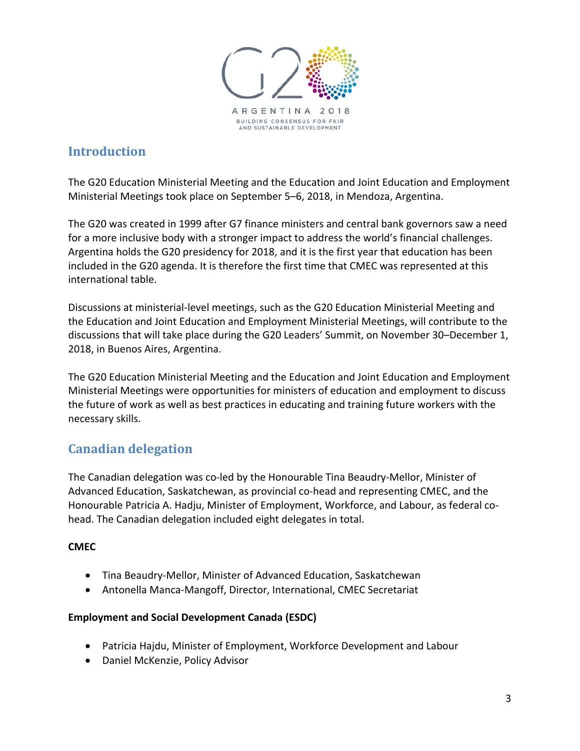## Introduction

The G20 Education Ministerial Meeting and the Education and Joint Education and Employment Ministerial Meetings took place on September 5–6, 2018, in Mendoza, Argentina.

The G20 was created in 1999 after G7 finance ministers and central bank governors saw a need for a more inclusive body with a stronger impact to address the world's financial challenges. Argentina holds the G20 presidency for 2018, and it is the first year that education has been included in the G20 agenda. It is therefore the first time that CMEC was represented at this international table.

Discussions at ministerial-level meetings, such as the G20 Education Ministerial Meeting and the Education and Joint Education and Employment Ministerial Meetings, will contribute to the discussions that will take place during the G20 Leaders' Summit, on November 30–December 1, 2018, in Buenos Aires, Argentina.

The G20 Education Ministerial Meeting and the Education and Joint Education and Employment Ministerial Meetings were opportunities for ministers of education and employment to discuss the future of work as well as best practices in educating and training future workers with the necessary skills.

## Canadian delegation

The Canadian delegation was co-led by the Honourable Tina Beaudry-Mellor, Minister of Advanced Education, Saskatchewan, as provincial co-head and representing CMEC, and the Honourable Patricia A. Hadju, Minister of Employment, Workforce, and Labour, as federal co-head. The Canadian delegation included eight delegates in total.

**CMEC**

- Tina Beaudry-Mellor, Minister of Advanced Education, Saskatchewan
- Antonella Manca-Mangoff, Director, International, CMEC Secretariat

**Employment and Social Development Canada (ESDC)**

- Patricia Hajdu, Minister of Employment, Workforce Development and Labour
- Daniel McKenzie, Policy Advisor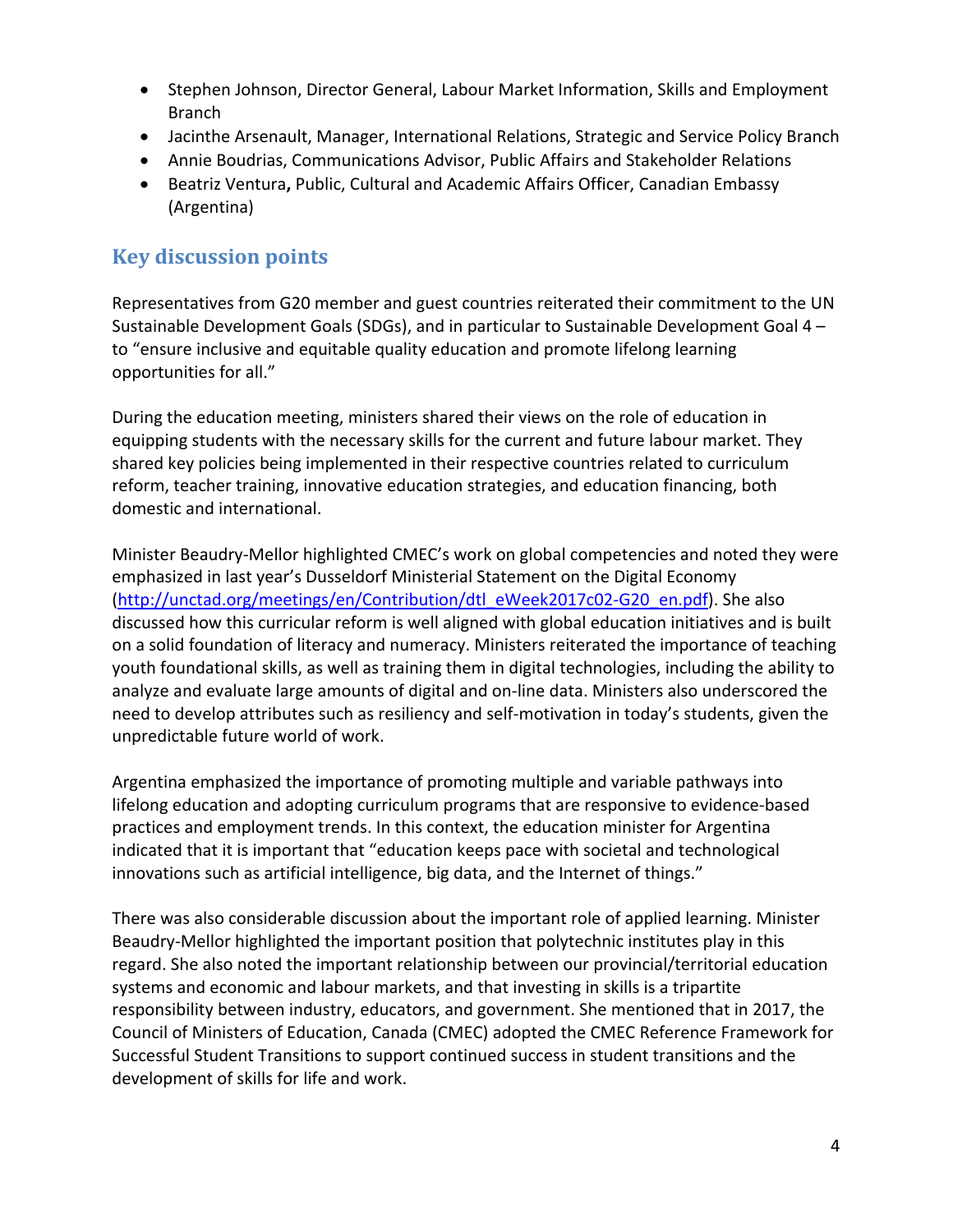- Stephen Johnson, Director General, Labour Market Information, Skills and Employment Branch
- Jacinthe Arsenault, Manager, International Relations, Strategic and Service Policy Branch
- Annie Boudrias, Communications Advisor, Public Affairs and Stakeholder Relations
- Beatriz Ventura**,** Public, Cultural and Academic Affairs Officer, Canadian Embassy (Argentina)

## Key discussion points

Representatives from G20 member and guest countries reiterated their commitment to the UN Sustainable Development Goals (SDGs), and in particular to Sustainable Development Goal 4 – to "ensure inclusive and equitable quality education and promote lifelong learning opportunities for all."

During the education meeting, ministers shared their views on the role of education in equipping students with the necessary skills for the current and future labour market. They shared key policies being implemented in their respective countries related to curriculum reform, teacher training, innovative education strategies, and education financing, both domestic and international.

Minister Beaudry-Mellor highlighted CMEC's work on global competencies and noted they were emphasized in last year's Dusseldorf Ministerial Statement on the Digital Economy (http://unctad.org/meetings/en/Contribution/dtl_eWeek2017c02-G20_en.pdf). She also discussed how this curricular reform is well aligned with global education initiatives and is built on a solid foundation of literacy and numeracy. Ministers reiterated the importance of teaching youth foundational skills, as well as training them in digital technologies, including the ability to analyze and evaluate large amounts of digital and on-line data. Ministers also underscored the need to develop attributes such as resiliency and self-motivation in today's students, given the unpredictable future world of work.

Argentina emphasized the importance of promoting multiple and variable pathways into lifelong education and adopting curriculum programs that are responsive to evidence-based practices and employment trends. In this context, the education minister for Argentina indicated that it is important that "education keeps pace with societal and technological innovations such as artificial intelligence, big data, and the Internet of things."

There was also considerable discussion about the important role of applied learning. Minister Beaudry-Mellor highlighted the important position that polytechnic institutes play in this regard. She also noted the important relationship between our provincial/territorial education systems and economic and labour markets, and that investing in skills is a tripartite responsibility between industry, educators, and government. She mentioned that in 2017, the Council of Ministers of Education, Canada (CMEC) adopted the CMEC Reference Framework for Successful Student Transitions to support continued success in student transitions and the development of skills for life and work.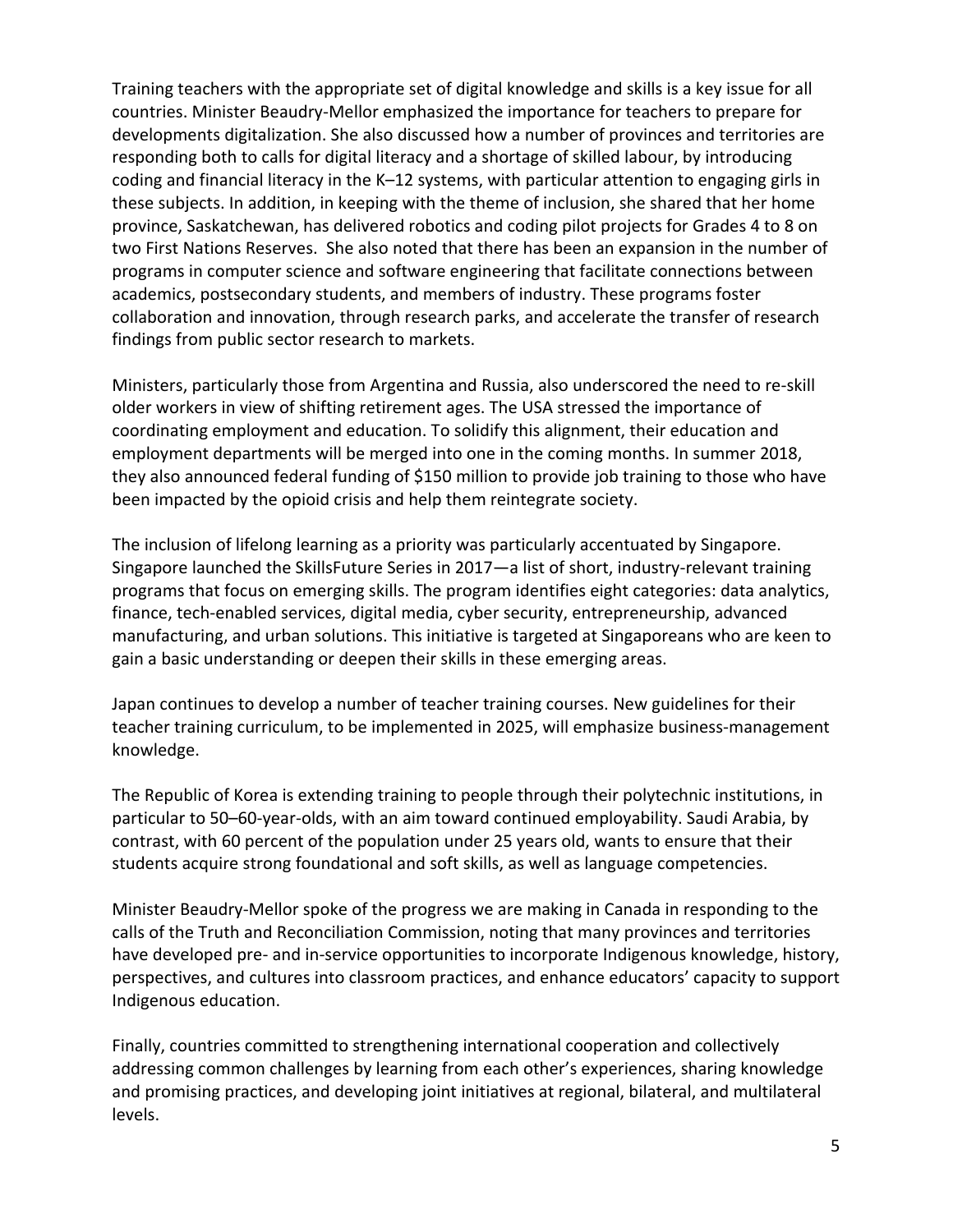Training teachers with the appropriate set of digital knowledge and skills is a key issue for all countries. Minister Beaudry-Mellor emphasized the importance for teachers to prepare for developments digitalization. She also discussed how a number of provinces and territories are responding both to calls for digital literacy and a shortage of skilled labour, by introducing coding and financial literacy in the K–12 systems, with particular attention to engaging girls in these subjects. In addition, in keeping with the theme of inclusion, she shared that her home province, Saskatchewan, has delivered robotics and coding pilot projects for Grades 4 to 8 on two First Nations Reserves. She also noted that there has been an expansion in the number of programs in computer science and software engineering that facilitate connections between academics, postsecondary students, and members of industry. These programs foster collaboration and innovation, through research parks, and accelerate the transfer of research findings from public sector research to markets.

Ministers, particularly those from Argentina and Russia, also underscored the need to re-skill older workers in view of shifting retirement ages. The USA stressed the importance of coordinating employment and education. To solidify this alignment, their education and employment departments will be merged into one in the coming months. In summer 2018, they also announced federal funding of $150 million to provide job training to those who have been impacted by the opioid crisis and help them reintegrate society.

The inclusion of lifelong learning as a priority was particularly accentuated by Singapore. Singapore launched the SkillsFuture Series in 2017—a list of short, industry-relevant training programs that focus on emerging skills. The program identifies eight categories: data analytics, finance, tech-enabled services, digital media, cyber security, entrepreneurship, advanced manufacturing, and urban solutions. This initiative is targeted at Singaporeans who are keen to gain a basic understanding or deepen their skills in these emerging areas.

Japan continues to develop a number of teacher training courses. New guidelines for their teacher training curriculum, to be implemented in 2025, will emphasize business-management knowledge.

The Republic of Korea is extending training to people through their polytechnic institutions, in particular to 50–60-year-olds, with an aim toward continued employability. Saudi Arabia, by contrast, with 60 percent of the population under 25 years old, wants to ensure that their students acquire strong foundational and soft skills, as well as language competencies.

Minister Beaudry-Mellor spoke of the progress we are making in Canada in responding to the calls of the Truth and Reconciliation Commission, noting that many provinces and territories have developed pre- and in-service opportunities to incorporate Indigenous knowledge, history, perspectives, and cultures into classroom practices, and enhance educators' capacity to support Indigenous education.

Finally, countries committed to strengthening international cooperation and collectively addressing common challenges by learning from each other's experiences, sharing knowledge and promising practices, and developing joint initiatives at regional, bilateral, and multilateral levels.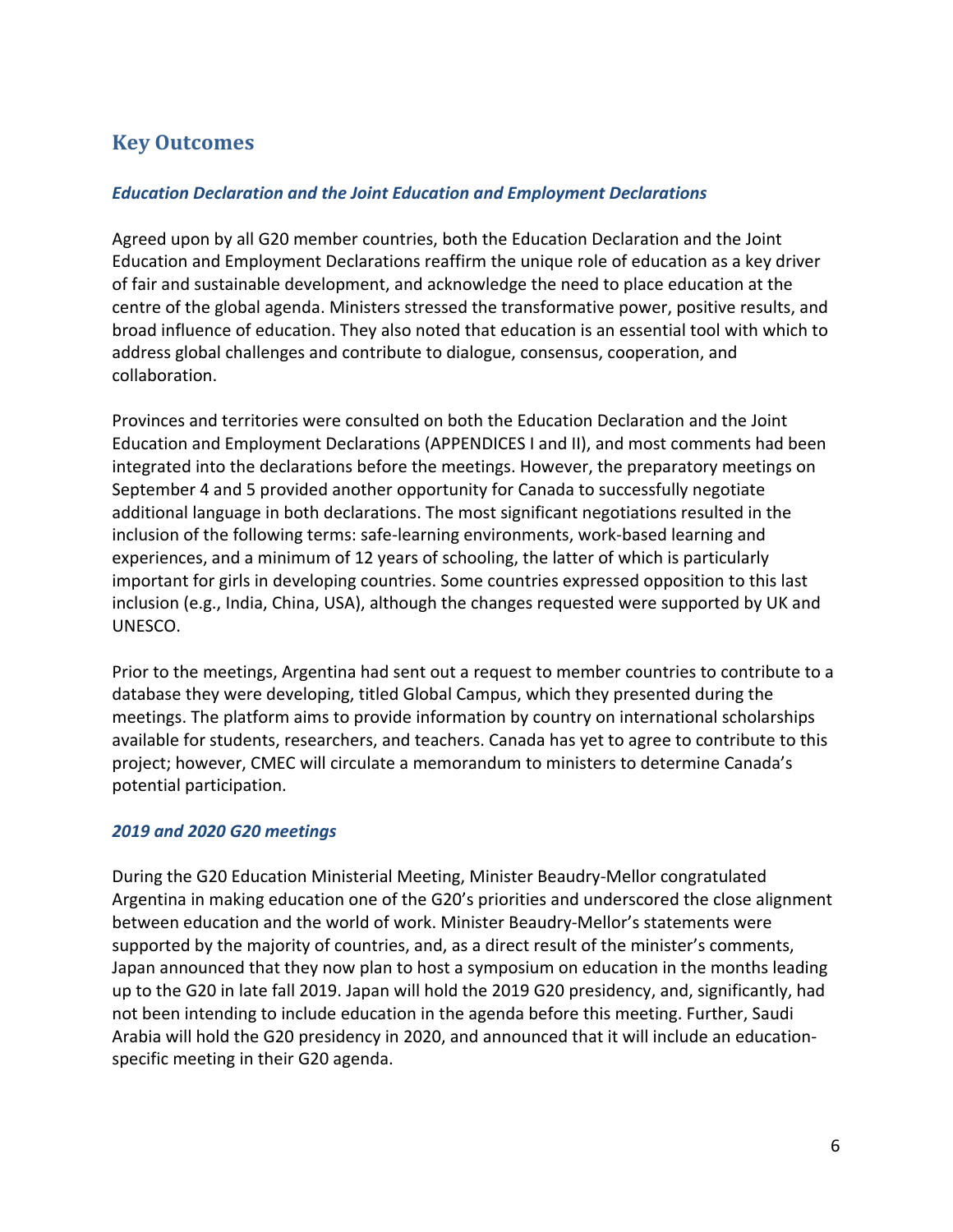## Key Outcomes

### *Education Declaration and the Joint Education and Employment Declarations*

Agreed upon by all G20 member countries, both the Education Declaration and the Joint Education and Employment Declarations reaffirm the unique role of education as a key driver of fair and sustainable development, and acknowledge the need to place education at the centre of the global agenda. Ministers stressed the transformative power, positive results, and broad influence of education. They also noted that education is an essential tool with which to address global challenges and contribute to dialogue, consensus, cooperation, and collaboration.

Provinces and territories were consulted on both the Education Declaration and the Joint Education and Employment Declarations (APPENDICES I and II), and most comments had been integrated into the declarations before the meetings. However, the preparatory meetings on September 4 and 5 provided another opportunity for Canada to successfully negotiate additional language in both declarations. The most significant negotiations resulted in the inclusion of the following terms: safe-learning environments, work-based learning and experiences, and a minimum of 12 years of schooling, the latter of which is particularly important for girls in developing countries. Some countries expressed opposition to this last inclusion (e.g., India, China, USA), although the changes requested were supported by UK and UNESCO.

Prior to the meetings, Argentina had sent out a request to member countries to contribute to a database they were developing, titled Global Campus, which they presented during the meetings. The platform aims to provide information by country on international scholarships available for students, researchers, and teachers. Canada has yet to agree to contribute to this project; however, CMEC will circulate a memorandum to ministers to determine Canada's potential participation.

### *2019 and 2020 G20 meetings*

During the G20 Education Ministerial Meeting, Minister Beaudry-Mellor congratulated Argentina in making education one of the G20's priorities and underscored the close alignment between education and the world of work. Minister Beaudry-Mellor's statements were supported by the majority of countries, and, as a direct result of the minister's comments, Japan announced that they now plan to host a symposium on education in the months leading up to the G20 in late fall 2019. Japan will hold the 2019 G20 presidency, and, significantly, had not been intending to include education in the agenda before this meeting. Further, Saudi Arabia will hold the G20 presidency in 2020, and announced that it will include an education-specific meeting in their G20 agenda.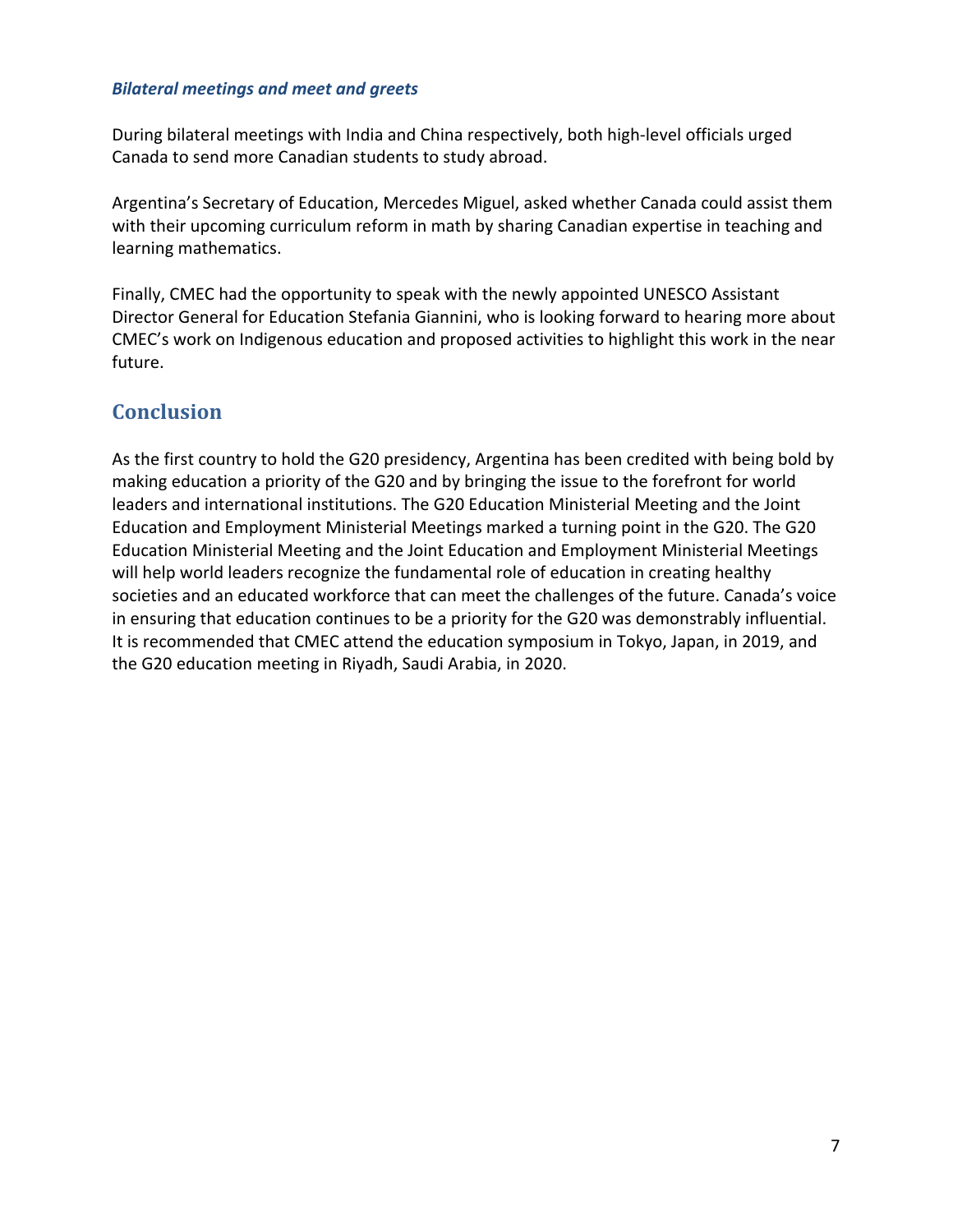### *Bilateral meetings and meet and greets*

During bilateral meetings with India and China respectively, both high-level officials urged Canada to send more Canadian students to study abroad.

Argentina's Secretary of Education, Mercedes Miguel, asked whether Canada could assist them with their upcoming curriculum reform in math by sharing Canadian expertise in teaching and learning mathematics.

Finally, CMEC had the opportunity to speak with the newly appointed UNESCO Assistant Director General for Education Stefania Giannini, who is looking forward to hearing more about CMEC's work on Indigenous education and proposed activities to highlight this work in the near future.

## Conclusion

As the first country to hold the G20 presidency, Argentina has been credited with being bold by making education a priority of the G20 and by bringing the issue to the forefront for world leaders and international institutions. The G20 Education Ministerial Meeting and the Joint Education and Employment Ministerial Meetings marked a turning point in the G20. The G20 Education Ministerial Meeting and the Joint Education and Employment Ministerial Meetings will help world leaders recognize the fundamental role of education in creating healthy societies and an educated workforce that can meet the challenges of the future. Canada's voice in ensuring that education continues to be a priority for the G20 was demonstrably influential. It is recommended that CMEC attend the education symposium in Tokyo, Japan, in 2019, and the G20 education meeting in Riyadh, Saudi Arabia, in 2020.